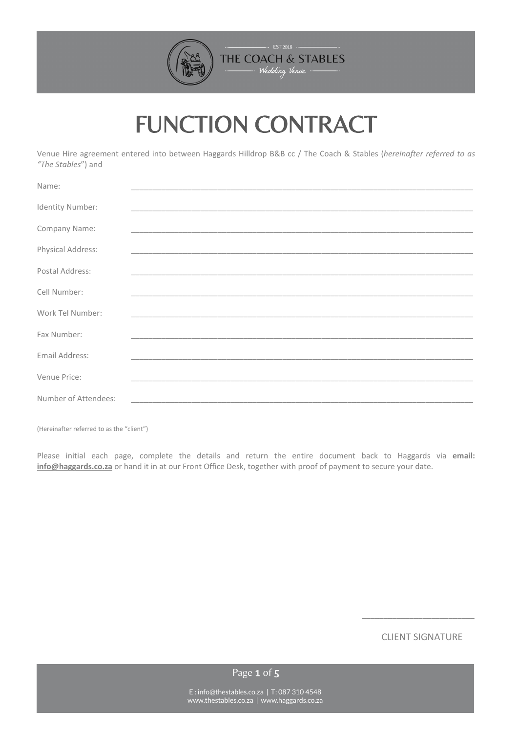THE COACH & STABLES

EST 2018

Wedding Venue

# FUNCTION CONTRACT

Venue Hire agreement entered into between Haggards Hilldrop B&B cc / The Coach & Stables (*hereinafter referred to as "The Stables"*) and

Name: ______________________________________________________________________________

Identity Number: ______________________________________________________________________________

Company Name: ______________________________________________________________________________

Physical Address: ______________________________________________________________________________

Postal Address: ______________________________________________________________________________

Cell Number: ______________________________________________________________________________

Work Tel Number: ______________________________________________________________________________

Fax Number: ______________________________________________________________________________

Email Address: ______________________________________________________________________________

Venue Price: ______________________________________________________________________________

Number of Attendees: ______________________________________________________________________________

(Hereinafter referred to as the "client")

Please initial each page, complete the details and return the entire document back to Haggards via **email: info@haggards.co.za** or hand it in at our Front Office Desk, together with proof of payment to secure your date.

_________________________

CLIENT SIGNATURE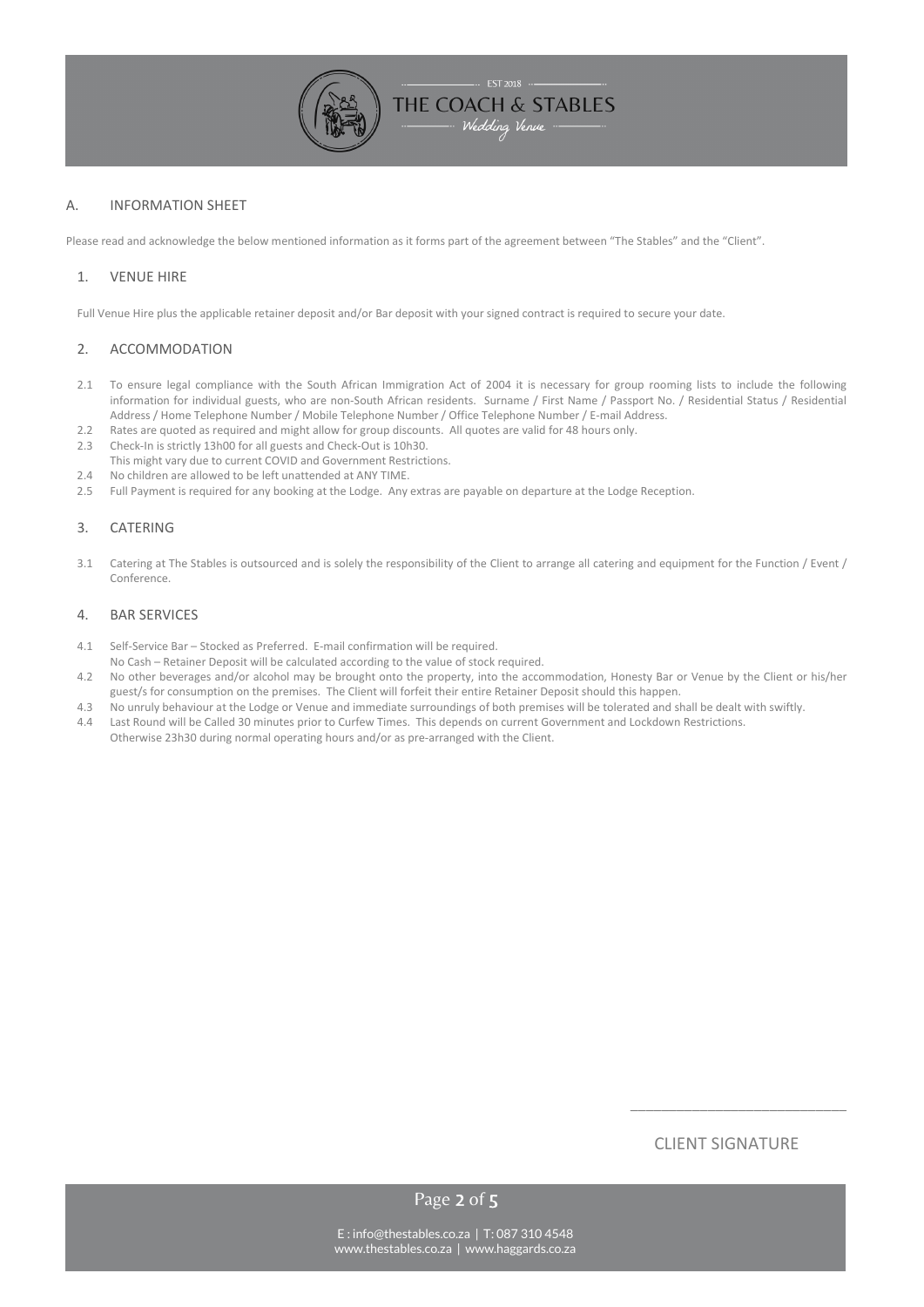## A. INFORMATION SHEET

Please read and acknowledge the below mentioned information as it forms part of the agreement between "The Stables" and the "Client".

### 1. VENUE HIRE

Full Venue Hire plus the applicable retainer deposit and/or Bar deposit with your signed contract is required to secure your date.

### 2. ACCOMMODATION

2.1 To ensure legal compliance with the South African Immigration Act of 2004 it is necessary for group rooming lists to include the following information for individual guests, who are non-South African residents. Surname / First Name / Passport No. / Residential Status / Residential Address / Home Telephone Number / Mobile Telephone Number / Office Telephone Number / E-mail Address.

2.2 Rates are quoted as required and might allow for group discounts. All quotes are valid for 48 hours only.

2.3 Check-In is strictly 13h00 for all guests and Check-Out is 10h30.
This might vary due to current COVID and Government Restrictions.

2.4 No children are allowed to be left unattended at ANY TIME.

2.5 Full Payment is required for any booking at the Lodge. Any extras are payable on departure at the Lodge Reception.

### 3. CATERING

3.1 Catering at The Stables is outsourced and is solely the responsibility of the Client to arrange all catering and equipment for the Function / Event / Conference.

### 4. BAR SERVICES

4.1 Self-Service Bar – Stocked as Preferred. E-mail confirmation will be required.
No Cash – Retainer Deposit will be calculated according to the value of stock required.

4.2 No other beverages and/or alcohol may be brought onto the property, into the accommodation, Honesty Bar or Venue by the Client or his/her guest/s for consumption on the premises. The Client will forfeit their entire Retainer Deposit should this happen.

4.3 No unruly behaviour at the Lodge or Venue and immediate surroundings of both premises will be tolerated and shall be dealt with swiftly.

4.4 Last Round will be Called 30 minutes prior to Curfew Times. This depends on current Government and Lockdown Restrictions.
Otherwise 23h30 during normal operating hours and/or as pre-arranged with the Client.

\_\_\_\_\_\_\_\_\_\_\_\_\_\_\_\_\_\_\_\_\_\_\_\_\_\_\_\_

CLIENT SIGNATURE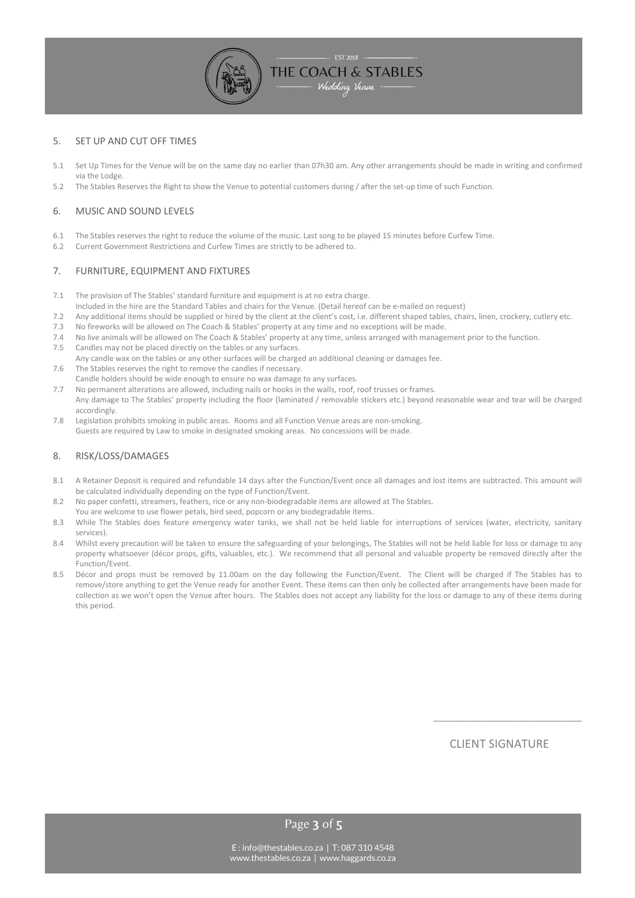## 5. SET UP AND CUT OFF TIMES

5.1 Set Up Times for the Venue will be on the same day no earlier than 07h30 am. Any other arrangements should be made in writing and confirmed via the Lodge.

5.2 The Stables Reserves the Right to show the Venue to potential customers during / after the set-up time of such Function.

## 6. MUSIC AND SOUND LEVELS

6.1 The Stables reserves the right to reduce the volume of the music. Last song to be played 15 minutes before Curfew Time.

6.2 Current Government Restrictions and Curfew Times are strictly to be adhered to.

## 7. FURNITURE, EQUIPMENT AND FIXTURES

7.1 The provision of The Stables' standard furniture and equipment is at no extra charge.
Included in the hire are the Standard Tables and chairs for the Venue. (Detail hereof can be e-mailed on request)

7.2 Any additional items should be supplied or hired by the client at the client's cost, i.e. different shaped tables, chairs, linen, crockery, cutlery etc.

7.3 No fireworks will be allowed on The Coach & Stables' property at any time and no exceptions will be made.

7.4 No live animals will be allowed on The Coach & Stables' property at any time, unless arranged with management prior to the function.

7.5 Candles may not be placed directly on the tables or any surfaces.
Any candle wax on the tables or any other surfaces will be charged an additional cleaning or damages fee.

7.6 The Stables reserves the right to remove the candles if necessary.
Candle holders should be wide enough to ensure no wax damage to any surfaces.

7.7 No permanent alterations are allowed, including nails or hooks in the walls, roof, roof trusses or frames.
Any damage to The Stables' property including the floor (laminated / removable stickers etc.) beyond reasonable wear and tear will be charged accordingly.

7.8 Legislation prohibits smoking in public areas. Rooms and all Function Venue areas are non-smoking.
Guests are required by Law to smoke in designated smoking areas. No concessions will be made.

## 8. RISK/LOSS/DAMAGES

8.1 A Retainer Deposit is required and refundable 14 days after the Function/Event once all damages and lost items are subtracted. This amount will be calculated individually depending on the type of Function/Event.

8.2 No paper confetti, streamers, feathers, rice or any non-biodegradable items are allowed at The Stables.
You are welcome to use flower petals, bird seed, popcorn or any biodegradable items.

8.3 While The Stables does feature emergency water tanks, we shall not be held liable for interruptions of services (water, electricity, sanitary services).

8.4 Whilst every precaution will be taken to ensure the safeguarding of your belongings, The Stables will not be held liable for loss or damage to any property whatsoever (décor props, gifts, valuables, etc.). We recommend that all personal and valuable property be removed directly after the Function/Event.

8.5 Décor and props must be removed by 11.00am on the day following the Function/Event. The Client will be charged if The Stables has to remove/store anything to get the Venue ready for another Event. These items can then only be collected after arrangements have been made for collection as we won't open the Venue after hours. The Stables does not accept any liability for the loss or damage to any of these items during this period.

\_\_\_\_\_\_\_\_\_\_\_\_\_\_\_\_\_\_\_\_\_\_\_\_\_\_\_\_

CLIENT SIGNATURE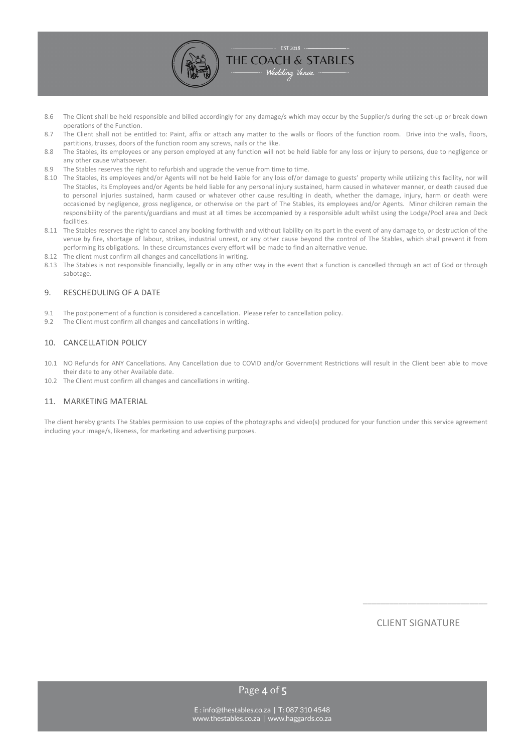8.6 The Client shall be held responsible and billed accordingly for any damage/s which may occur by the Supplier/s during the set-up or break down operations of the Function.

8.7 The Client shall not be entitled to: Paint, affix or attach any matter to the walls or floors of the function room. Drive into the walls, floors, partitions, trusses, doors of the function room any screws, nails or the like.

8.8 The Stables, its employees or any person employed at any function will not be held liable for any loss or injury to persons, due to negligence or any other cause whatsoever.

8.9 The Stables reserves the right to refurbish and upgrade the venue from time to time.

8.10 The Stables, its employees and/or Agents will not be held liable for any loss of/or damage to guests' property while utilizing this facility, nor will The Stables, its Employees and/or Agents be held liable for any personal injury sustained, harm caused in whatever manner, or death caused due to personal injuries sustained, harm caused or whatever other cause resulting in death, whether the damage, injury, harm or death were occasioned by negligence, gross negligence, or otherwise on the part of The Stables, its employees and/or Agents. Minor children remain the responsibility of the parents/guardians and must at all times be accompanied by a responsible adult whilst using the Lodge/Pool area and Deck facilities.

8.11 The Stables reserves the right to cancel any booking forthwith and without liability on its part in the event of any damage to, or destruction of the venue by fire, shortage of labour, strikes, industrial unrest, or any other cause beyond the control of The Stables, which shall prevent it from performing its obligations. In these circumstances every effort will be made to find an alternative venue.

8.12 The client must confirm all changes and cancellations in writing.

8.13 The Stables is not responsible financially, legally or in any other way in the event that a function is cancelled through an act of God or through sabotage.

## 9. RESCHEDULING OF A DATE

9.1 The postponement of a function is considered a cancellation. Please refer to cancellation policy.

9.2 The Client must confirm all changes and cancellations in writing.

## 10. CANCELLATION POLICY

10.1 NO Refunds for ANY Cancellations. Any Cancellation due to COVID and/or Government Restrictions will result in the Client been able to move their date to any other Available date.

10.2 The Client must confirm all changes and cancellations in writing.

## 11. MARKETING MATERIAL

The client hereby grants The Stables permission to use copies of the photographs and video(s) produced for your function under this service agreement including your image/s, likeness, for marketing and advertising purposes.

\_\_\_\_\_\_\_\_\_\_\_\_\_\_\_\_\_\_\_\_\_\_\_\_\_\_\_\_\_\_

CLIENT SIGNATURE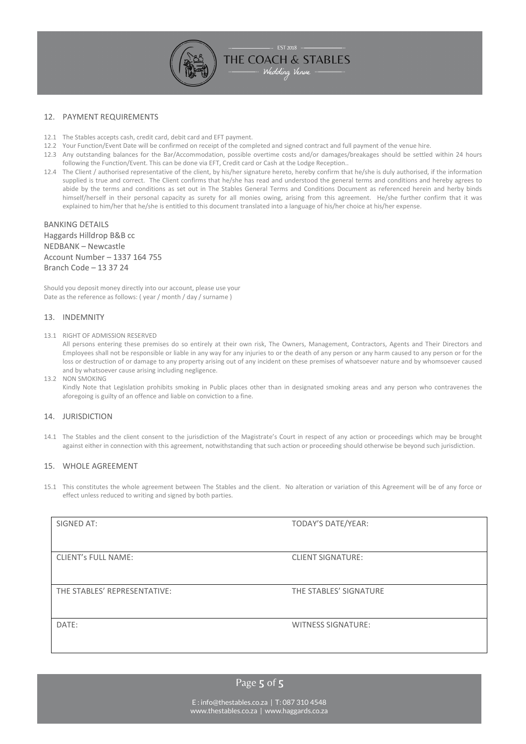## 12. PAYMENT REQUIREMENTS

12.1 The Stables accepts cash, credit card, debit card and EFT payment.

12.2 Your Function/Event Date will be confirmed on receipt of the completed and signed contract and full payment of the venue hire.

12.3 Any outstanding balances for the Bar/Accommodation, possible overtime costs and/or damages/breakages should be settled within 24 hours following the Function/Event. This can be done via EFT, Credit card or Cash at the Lodge Reception..

12.4 The Client / authorised representative of the client, by his/her signature hereto, hereby confirm that he/she is duly authorised, if the information supplied is true and correct. The Client confirms that he/she has read and understood the general terms and conditions and hereby agrees to abide by the terms and conditions as set out in The Stables General Terms and Conditions Document as referenced herein and herby binds himself/herself in their personal capacity as surety for all monies owing, arising from this agreement. He/she further confirm that it was explained to him/her that he/she is entitled to this document translated into a language of his/her choice at his/her expense.

BANKING DETAILS
Haggards Hilldrop B&B cc
NEDBANK – Newcastle
Account Number – 1337 164 755
Branch Code – 13 37 24

Should you deposit money directly into our account, please use your Date as the reference as follows: ( year / month / day / surname )

## 13. INDEMNITY

13.1 RIGHT OF ADMISSION RESERVED

All persons entering these premises do so entirely at their own risk, The Owners, Management, Contractors, Agents and Their Directors and Employees shall not be responsible or liable in any way for any injuries to or the death of any person or any harm caused to any person or for the loss or destruction of or damage to any property arising out of any incident on these premises of whatsoever nature and by whomsoever caused and by whatsoever cause arising including negligence.

13.2 NON SMOKING

Kindly Note that Legislation prohibits smoking in Public places other than in designated smoking areas and any person who contravenes the aforegoing is guilty of an offence and liable on conviction to a fine.

## 14. JURISDICTION

14.1 The Stables and the client consent to the jurisdiction of the Magistrate's Court in respect of any action or proceedings which may be brought against either in connection with this agreement, notwithstanding that such action or proceeding should otherwise be beyond such jurisdiction.

## 15. WHOLE AGREEMENT

15.1 This constitutes the whole agreement between The Stables and the client. No alteration or variation of this Agreement will be of any force or effect unless reduced to writing and signed by both parties.

| | |
|---|---|
| SIGNED AT: | TODAY'S DATE/YEAR: |
| CLIENT's FULL NAME: | CLIENT SIGNATURE: |
| THE STABLES' REPRESENTATIVE: | THE STABLES' SIGNATURE |
| DATE: | WITNESS SIGNATURE: |